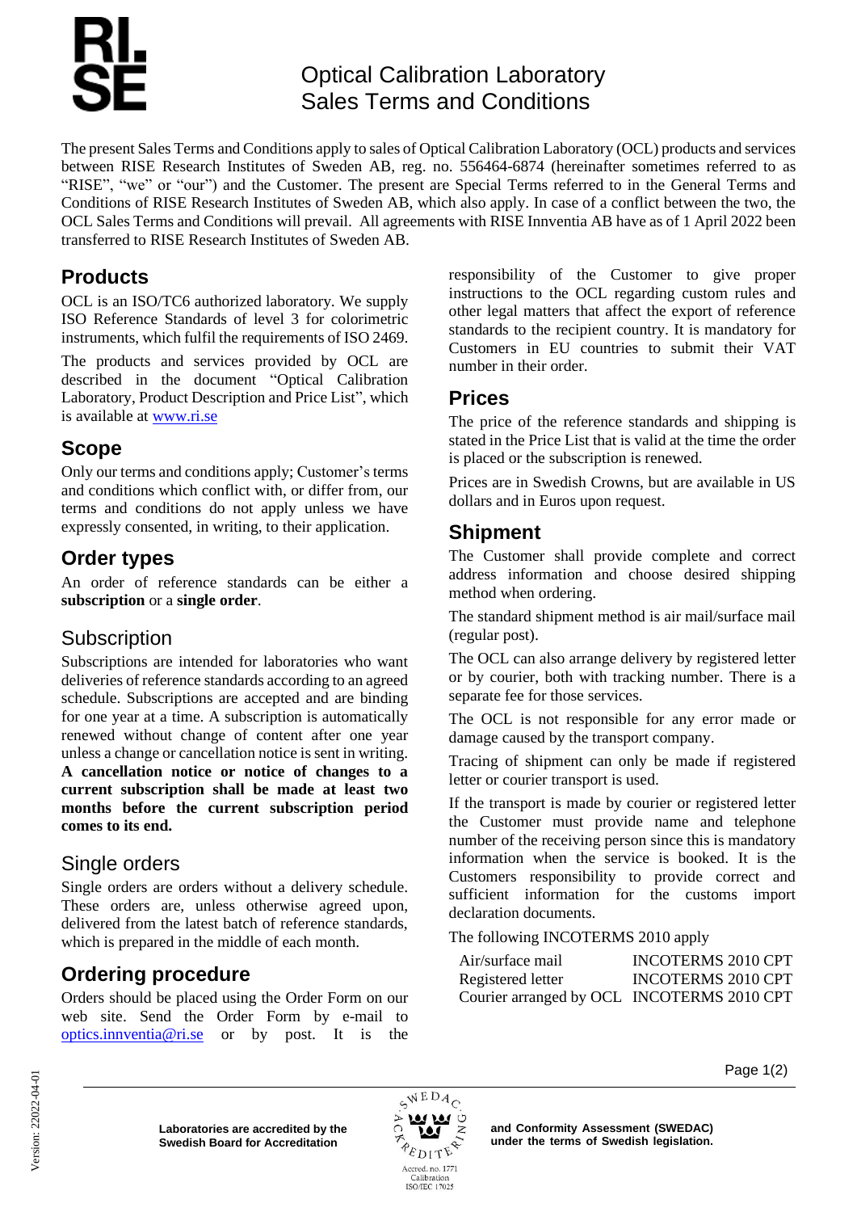# Optical Calibration Laboratory Sales Terms and Conditions

The present Sales Terms and Conditions apply to sales of Optical Calibration Laboratory (OCL) products and services between RISE Research Institutes of Sweden AB, reg. no. 556464-6874 (hereinafter sometimes referred to as "RISE", "we" or "our") and the Customer. The present are Special Terms referred to in the General Terms and Conditions of RISE Research Institutes of Sweden AB, which also apply. In case of a conflict between the two, the OCL Sales Terms and Conditions will prevail. All agreements with RISE Innventia AB have as of 1 April 2022 been transferred to RISE Research Institutes of Sweden AB.

## Products

OCL is an ISO/TC6 authorized laboratory. We supply ISO Reference Standards of level 3 for colorimetric instruments, which fulfil the requirements of ISO 2469.

The products and services provided by OCL are described in the document "Optical Calibration Laboratory, Product Description and Price List", which is available at www.ri.se

## Scope

Only our terms and conditions apply; Customer's terms and conditions which conflict with, or differ from, our terms and conditions do not apply unless we have expressly consented, in writing, to their application.

## Order types

An order of reference standards can be either a **subscription** or a **single order**.

### Subscription

Subscriptions are intended for laboratories who want deliveries of reference standards according to an agreed schedule. Subscriptions are accepted and are binding for one year at a time. A subscription is automatically renewed without change of content after one year unless a change or cancellation notice is sent in writing. **A cancellation notice or notice of changes to a current subscription shall be made at least two months before the current subscription period comes to its end.**

### Single orders

Single orders are orders without a delivery schedule. These orders are, unless otherwise agreed upon, delivered from the latest batch of reference standards, which is prepared in the middle of each month.

## Ordering procedure

Orders should be placed using the Order Form on our web site. Send the Order Form by e-mail to optics.innventia@ri.se or by post. It is the responsibility of the Customer to give proper instructions to the OCL regarding custom rules and other legal matters that affect the export of reference standards to the recipient country. It is mandatory for Customers in EU countries to submit their VAT number in their order.

## Prices

The price of the reference standards and shipping is stated in the Price List that is valid at the time the order is placed or the subscription is renewed.

Prices are in Swedish Crowns, but are available in US dollars and in Euros upon request.

## Shipment

The Customer shall provide complete and correct address information and choose desired shipping method when ordering.

The standard shipment method is air mail/surface mail (regular post).

The OCL can also arrange delivery by registered letter or by courier, both with tracking number. There is a separate fee for those services.

The OCL is not responsible for any error made or damage caused by the transport company.

Tracing of shipment can only be made if registered letter or courier transport is used.

If the transport is made by courier or registered letter the Customer must provide name and telephone number of the receiving person since this is mandatory information when the service is booked. It is the Customers responsibility to provide correct and sufficient information for the customs import declaration documents.

The following INCOTERMS 2010 apply

| | |
|---|---|
| Air/surface mail | INCOTERMS 2010 CPT |
| Registered letter | INCOTERMS 2010 CPT |
| Courier arranged by OCL | INCOTERMS 2010 CPT |

Laboratories are accredited by the Swedish Board for Accreditation and Conformity Assessment (SWEDAC) under the terms of Swedish legislation.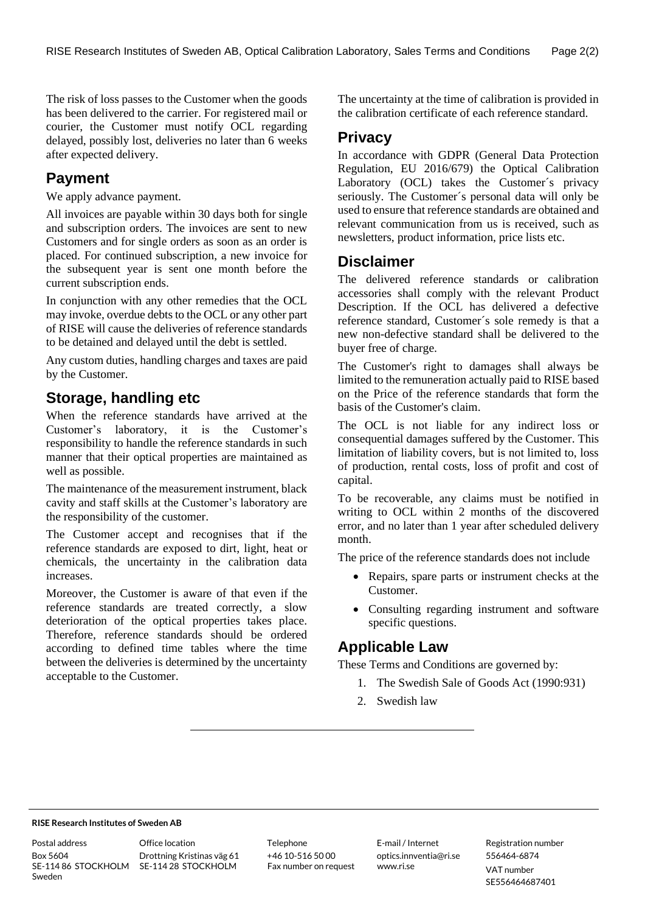The risk of loss passes to the Customer when the goods has been delivered to the carrier. For registered mail or courier, the Customer must notify OCL regarding delayed, possibly lost, deliveries no later than 6 weeks after expected delivery.

## Payment

We apply advance payment.

All invoices are payable within 30 days both for single and subscription orders. The invoices are sent to new Customers and for single orders as soon as an order is placed. For continued subscription, a new invoice for the subsequent year is sent one month before the current subscription ends.

In conjunction with any other remedies that the OCL may invoke, overdue debts to the OCL or any other part of RISE will cause the deliveries of reference standards to be detained and delayed until the debt is settled.

Any custom duties, handling charges and taxes are paid by the Customer.

## Storage, handling etc

When the reference standards have arrived at the Customer's laboratory, it is the Customer's responsibility to handle the reference standards in such manner that their optical properties are maintained as well as possible.

The maintenance of the measurement instrument, black cavity and staff skills at the Customer's laboratory are the responsibility of the customer.

The Customer accept and recognises that if the reference standards are exposed to dirt, light, heat or chemicals, the uncertainty in the calibration data increases.

Moreover, the Customer is aware of that even if the reference standards are treated correctly, a slow deterioration of the optical properties takes place. Therefore, reference standards should be ordered according to defined time tables where the time between the deliveries is determined by the uncertainty acceptable to the Customer.

The uncertainty at the time of calibration is provided in the calibration certificate of each reference standard.

## Privacy

In accordance with GDPR (General Data Protection Regulation, EU 2016/679) the Optical Calibration Laboratory (OCL) takes the Customer´s privacy seriously. The Customer´s personal data will only be used to ensure that reference standards are obtained and relevant communication from us is received, such as newsletters, product information, price lists etc.

## Disclaimer

The delivered reference standards or calibration accessories shall comply with the relevant Product Description. If the OCL has delivered a defective reference standard, Customer´s sole remedy is that a new non-defective standard shall be delivered to the buyer free of charge.

The Customer's right to damages shall always be limited to the remuneration actually paid to RISE based on the Price of the reference standards that form the basis of the Customer's claim.

The OCL is not liable for any indirect loss or consequential damages suffered by the Customer. This limitation of liability covers, but is not limited to, loss of production, rental costs, loss of profit and cost of capital.

To be recoverable, any claims must be notified in writing to OCL within 2 months of the discovered error, and no later than 1 year after scheduled delivery month.

The price of the reference standards does not include

- Repairs, spare parts or instrument checks at the Customer.
- Consulting regarding instrument and software specific questions.

## Applicable Law

These Terms and Conditions are governed by:

1. The Swedish Sale of Goods Act (1990:931)
2. Swedish law

---

**RISE Research Institutes of Sweden AB**

| Postal address | Office location | Telephone | E-mail / Internet | Registration number |
| --- | --- | --- | --- | --- |
| Box 5604<br>SE-114 86 STOCKHOLM<br>Sweden | Drottning Kristinas väg 61<br>SE-114 28 STOCKHOLM | +46 10-516 50 00<br>Fax number on request | optics.innventia@ri.se<br>www.ri.se | 556464-6874<br>VAT number<br>SE556464687401 |